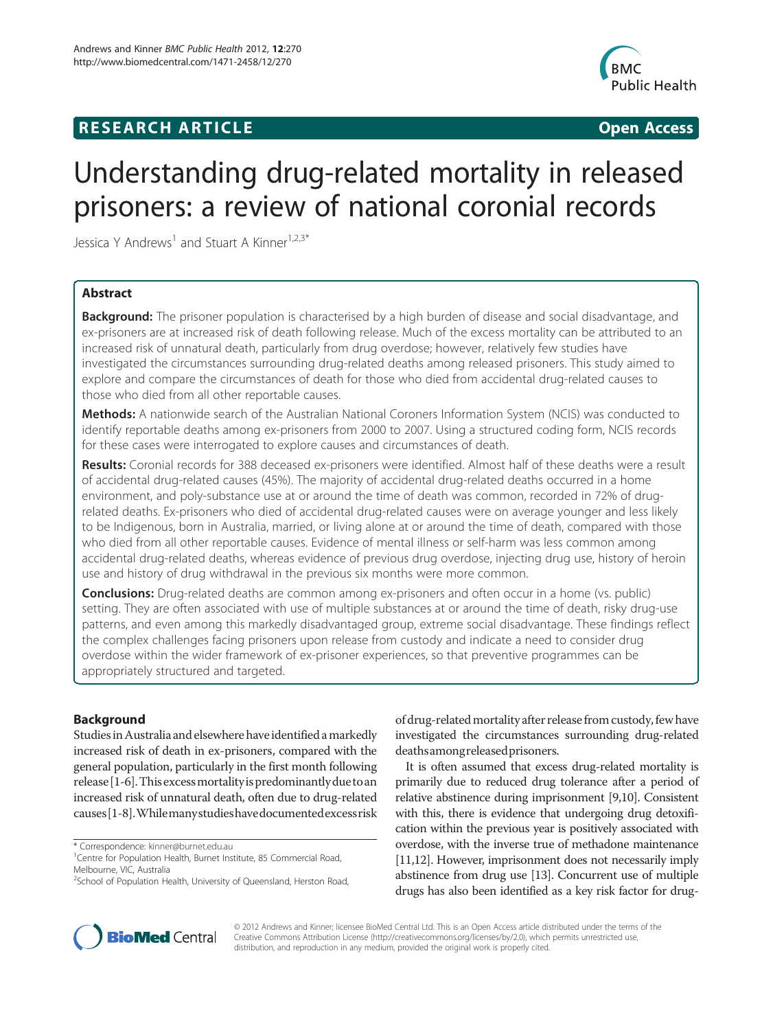**RESEARCH ARTICLE** **Open Access**

# Understanding drug-related mortality in released prisoners: a review of national coronial records

Jessica Y Andrews[1] and Stuart A Kinner[1,2,3*]

## Abstract

**Background:** The prisoner population is characterised by a high burden of disease and social disadvantage, and ex-prisoners are at increased risk of death following release. Much of the excess mortality can be attributed to an increased risk of unnatural death, particularly from drug overdose; however, relatively few studies have investigated the circumstances surrounding drug-related deaths among released prisoners. This study aimed to explore and compare the circumstances of death for those who died from accidental drug-related causes to those who died from all other reportable causes.

**Methods:** A nationwide search of the Australian National Coroners Information System (NCIS) was conducted to identify reportable deaths among ex-prisoners from 2000 to 2007. Using a structured coding form, NCIS records for these cases were interrogated to explore causes and circumstances of death.

**Results:** Coronial records for 388 deceased ex-prisoners were identified. Almost half of these deaths were a result of accidental drug-related causes (45%). The majority of accidental drug-related deaths occurred in a home environment, and poly-substance use at or around the time of death was common, recorded in 72% of drug-related deaths. Ex-prisoners who died of accidental drug-related causes were on average younger and less likely to be Indigenous, born in Australia, married, or living alone at or around the time of death, compared with those who died from all other reportable causes. Evidence of mental illness or self-harm was less common among accidental drug-related deaths, whereas evidence of previous drug overdose, injecting drug use, history of heroin use and history of drug withdrawal in the previous six months were more common.

**Conclusions:** Drug-related deaths are common among ex-prisoners and often occur in a home (vs. public) setting. They are often associated with use of multiple substances at or around the time of death, risky drug-use patterns, and even among this markedly disadvantaged group, extreme social disadvantage. These findings reflect the complex challenges facing prisoners upon release from custody and indicate a need to consider drug overdose within the wider framework of ex-prisoner experiences, so that preventive programmes can be appropriately structured and targeted.

## Background

Studies in Australia and elsewhere have identified a markedly increased risk of death in ex-prisoners, compared with the general population, particularly in the first month following release [1-6]. This excess mortality is predominantly due to an increased risk of unnatural death, often due to drug-related causes [1-8]. While many studies have documented excess risk of drug-related mortality after release from custody, few have investigated the circumstances surrounding drug-related deaths among released prisoners.

It is often assumed that excess drug-related mortality is primarily due to reduced drug tolerance after a period of relative abstinence during imprisonment [9,10]. Consistent with this, there is evidence that undergoing drug detoxification within the previous year is positively associated with overdose, with the inverse true of methadone maintenance [11,12]. However, imprisonment does not necessarily imply abstinence from drug use [13]. Concurrent use of multiple drugs has also been identified as a key risk factor for drug-

\* Correspondence: kinner@burnet.edu.au
[1]Centre for Population Health, Burnet Institute, 85 Commercial Road, Melbourne, VIC, Australia
[2]School of Population Health, University of Queensland, Herston Road,

© 2012 Andrews and Kinner; licensee BioMed Central Ltd. This is an Open Access article distributed under the terms of the Creative Commons Attribution License (http://creativecommons.org/licenses/by/2.0), which permits unrestricted use, distribution, and reproduction in any medium, provided the original work is properly cited.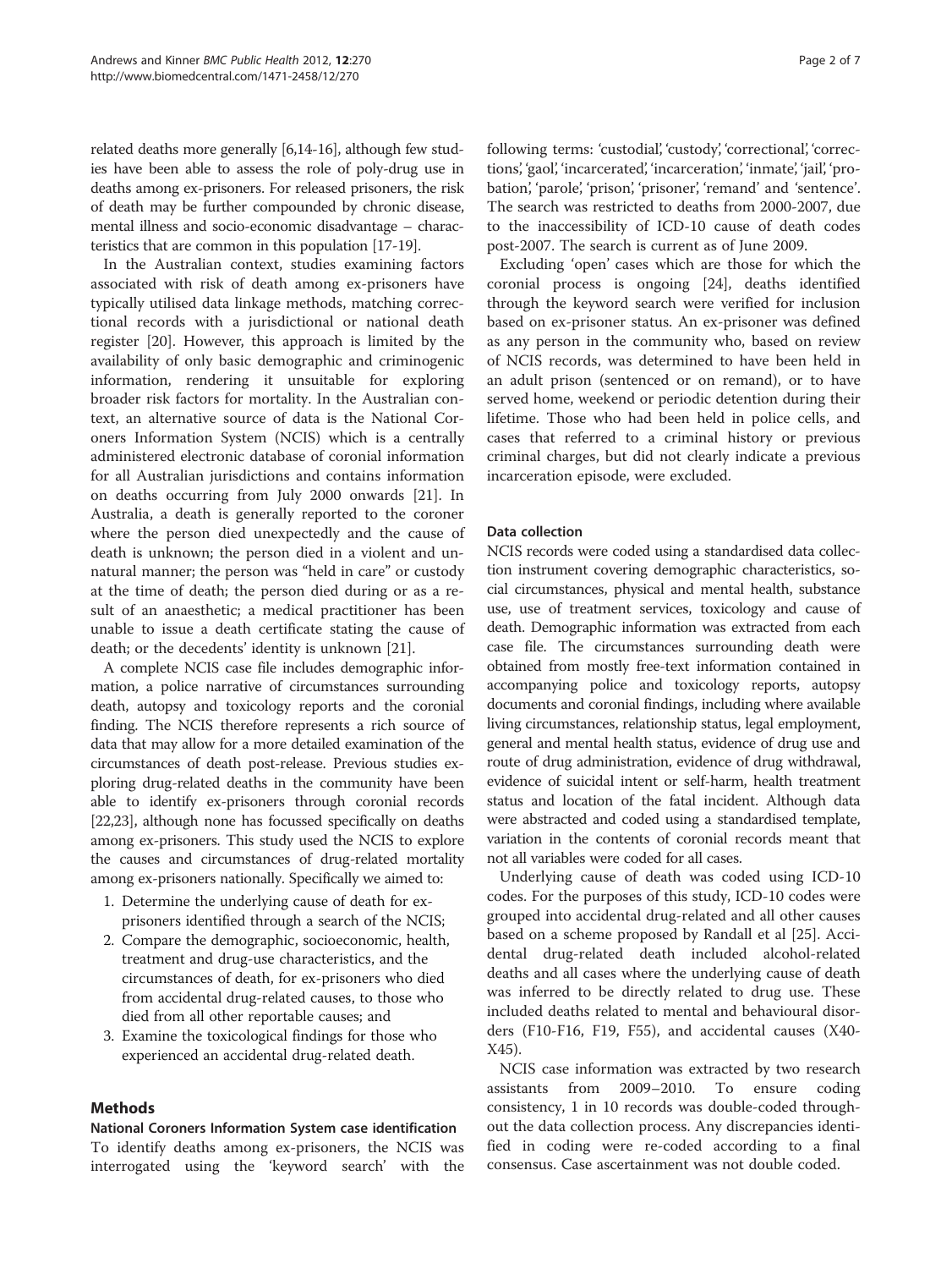related deaths more generally [6,14-16], although few studies have been able to assess the role of poly-drug use in deaths among ex-prisoners. For released prisoners, the risk of death may be further compounded by chronic disease, mental illness and socio-economic disadvantage – characteristics that are common in this population [17-19].

In the Australian context, studies examining factors associated with risk of death among ex-prisoners have typically utilised data linkage methods, matching correctional records with a jurisdictional or national death register [20]. However, this approach is limited by the availability of only basic demographic and criminogenic information, rendering it unsuitable for exploring broader risk factors for mortality. In the Australian context, an alternative source of data is the National Coroners Information System (NCIS) which is a centrally administered electronic database of coronial information for all Australian jurisdictions and contains information on deaths occurring from July 2000 onwards [21]. In Australia, a death is generally reported to the coroner where the person died unexpectedly and the cause of death is unknown; the person died in a violent and unnatural manner; the person was "held in care" or custody at the time of death; the person died during or as a result of an anaesthetic; a medical practitioner has been unable to issue a death certificate stating the cause of death; or the decedents' identity is unknown [21].

A complete NCIS case file includes demographic information, a police narrative of circumstances surrounding death, autopsy and toxicology reports and the coronial finding. The NCIS therefore represents a rich source of data that may allow for a more detailed examination of the circumstances of death post-release. Previous studies exploring drug-related deaths in the community have been able to identify ex-prisoners through coronial records [22,23], although none has focussed specifically on deaths among ex-prisoners. This study used the NCIS to explore the causes and circumstances of drug-related mortality among ex-prisoners nationally. Specifically we aimed to:

1. Determine the underlying cause of death for ex-prisoners identified through a search of the NCIS;
2. Compare the demographic, socioeconomic, health, treatment and drug-use characteristics, and the circumstances of death, for ex-prisoners who died from accidental drug-related causes, to those who died from all other reportable causes; and
3. Examine the toxicological findings for those who experienced an accidental drug-related death.

## Methods

### National Coroners Information System case identification

To identify deaths among ex-prisoners, the NCIS was interrogated using the 'keyword search' with the following terms: 'custodial', 'custody', 'correctional', 'corrections', 'gaol', 'incarcerated', 'incarceration', 'inmate', 'jail', 'probation', 'parole', 'prison', 'prisoner', 'remand' and 'sentence'. The search was restricted to deaths from 2000-2007, due to the inaccessibility of ICD-10 cause of death codes post-2007. The search is current as of June 2009.

Excluding 'open' cases which are those for which the coronial process is ongoing [24], deaths identified through the keyword search were verified for inclusion based on ex-prisoner status. An ex-prisoner was defined as any person in the community who, based on review of NCIS records, was determined to have been held in an adult prison (sentenced or on remand), or to have served home, weekend or periodic detention during their lifetime. Those who had been held in police cells, and cases that referred to a criminal history or previous criminal charges, but did not clearly indicate a previous incarceration episode, were excluded.

### Data collection

NCIS records were coded using a standardised data collection instrument covering demographic characteristics, social circumstances, physical and mental health, substance use, use of treatment services, toxicology and cause of death. Demographic information was extracted from each case file. The circumstances surrounding death were obtained from mostly free-text information contained in accompanying police and toxicology reports, autopsy documents and coronial findings, including where available living circumstances, relationship status, legal employment, general and mental health status, evidence of drug use and route of drug administration, evidence of drug withdrawal, evidence of suicidal intent or self-harm, health treatment status and location of the fatal incident. Although data were abstracted and coded using a standardised template, variation in the contents of coronial records meant that not all variables were coded for all cases.

Underlying cause of death was coded using ICD-10 codes. For the purposes of this study, ICD-10 codes were grouped into accidental drug-related and all other causes based on a scheme proposed by Randall et al [25]. Accidental drug-related death included alcohol-related deaths and all cases where the underlying cause of death was inferred to be directly related to drug use. These included deaths related to mental and behavioural disorders (F10-F16, F19, F55), and accidental causes (X40-X45).

NCIS case information was extracted by two research assistants from 2009–2010. To ensure coding consistency, 1 in 10 records was double-coded throughout the data collection process. Any discrepancies identified in coding were re-coded according to a final consensus. Case ascertainment was not double coded.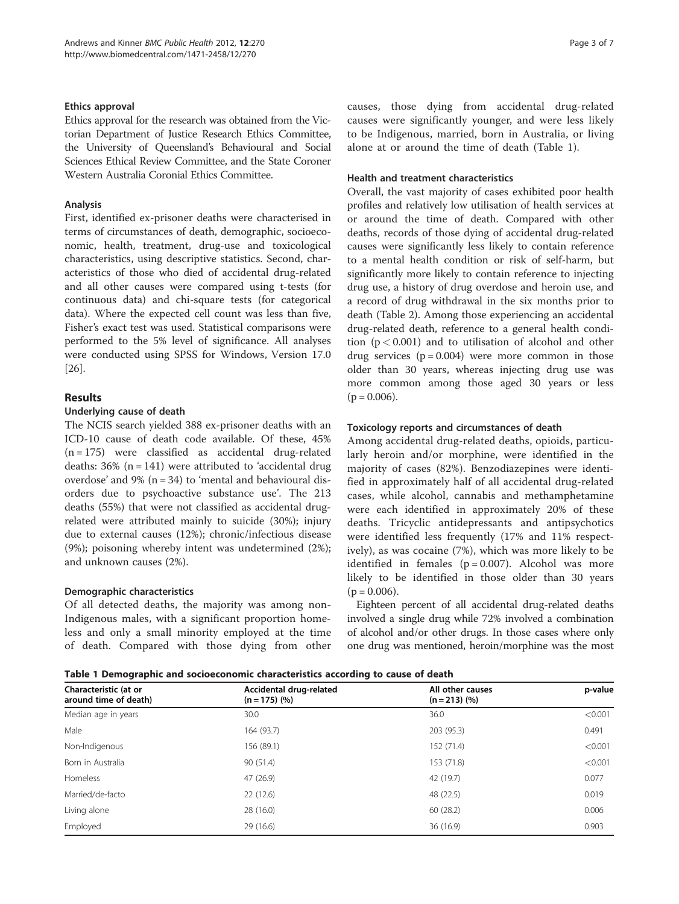### Ethics approval

Ethics approval for the research was obtained from the Victorian Department of Justice Research Ethics Committee, the University of Queensland's Behavioural and Social Sciences Ethical Review Committee, and the State Coroner Western Australia Coronial Ethics Committee.

### Analysis

First, identified ex-prisoner deaths were characterised in terms of circumstances of death, demographic, socioeconomic, health, treatment, drug-use and toxicological characteristics, using descriptive statistics. Second, characteristics of those who died of accidental drug-related and all other causes were compared using t-tests (for continuous data) and chi-square tests (for categorical data). Where the expected cell count was less than five, Fisher's exact test was used. Statistical comparisons were performed to the 5% level of significance. All analyses were conducted using SPSS for Windows, Version 17.0 [26].

## Results

### Underlying cause of death

The NCIS search yielded 388 ex-prisoner deaths with an ICD-10 cause of death code available. Of these, 45% (n = 175) were classified as accidental drug-related deaths: 36% (n = 141) were attributed to 'accidental drug overdose' and 9% (n = 34) to 'mental and behavioural disorders due to psychoactive substance use'. The 213 deaths (55%) that were not classified as accidental drug-related were attributed mainly to suicide (30%); injury due to external causes (12%); chronic/infectious disease (9%); poisoning whereby intent was undetermined (2%); and unknown causes (2%).

### Demographic characteristics

Of all detected deaths, the majority was among non-Indigenous males, with a significant proportion homeless and only a small minority employed at the time of death. Compared with those dying from other causes, those dying from accidental drug-related causes were significantly younger, and were less likely to be Indigenous, married, born in Australia, or living alone at or around the time of death (Table 1).

### Health and treatment characteristics

Overall, the vast majority of cases exhibited poor health profiles and relatively low utilisation of health services at or around the time of death. Compared with other deaths, records of those dying of accidental drug-related causes were significantly less likely to contain reference to a mental health condition or risk of self-harm, but significantly more likely to contain reference to injecting drug use, a history of drug overdose and heroin use, and a record of drug withdrawal in the six months prior to death (Table 2). Among those experiencing an accidental drug-related death, reference to a general health condition ($p < 0.001$) and to utilisation of alcohol and other drug services ($p = 0.004$) were more common in those older than 30 years, whereas injecting drug use was more common among those aged 30 years or less ($p = 0.006$).

### Toxicology reports and circumstances of death

Among accidental drug-related deaths, opioids, particularly heroin and/or morphine, were identified in the majority of cases (82%). Benzodiazepines were identified in approximately half of all accidental drug-related cases, while alcohol, cannabis and methamphetamine were each identified in approximately 20% of these deaths. Tricyclic antidepressants and antipsychotics were identified less frequently (17% and 11% respectively), as was cocaine (7%), which was more likely to be identified in females ($p = 0.007$). Alcohol was more likely to be identified in those older than 30 years ($p = 0.006$).

Eighteen percent of all accidental drug-related deaths involved a single drug while 72% involved a combination of alcohol and/or other drugs. In those cases where only one drug was mentioned, heroin/morphine was the most

**Table 1 Demographic and socioeconomic characteristics according to cause of death**

| Characteristic (at or around time of death) | Accidental drug-related (n = 175) (%) | All other causes (n = 213) (%) | p-value |
|---|---|---|---|
| Median age in years | 30.0 | 36.0 | <0.001 |
| Male | 164 (93.7) | 203 (95.3) | 0.491 |
| Non-Indigenous | 156 (89.1) | 152 (71.4) | <0.001 |
| Born in Australia | 90 (51.4) | 153 (71.8) | <0.001 |
| Homeless | 47 (26.9) | 42 (19.7) | 0.077 |
| Married/de-facto | 22 (12.6) | 48 (22.5) | 0.019 |
| Living alone | 28 (16.0) | 60 (28.2) | 0.006 |
| Employed | 29 (16.6) | 36 (16.9) | 0.903 |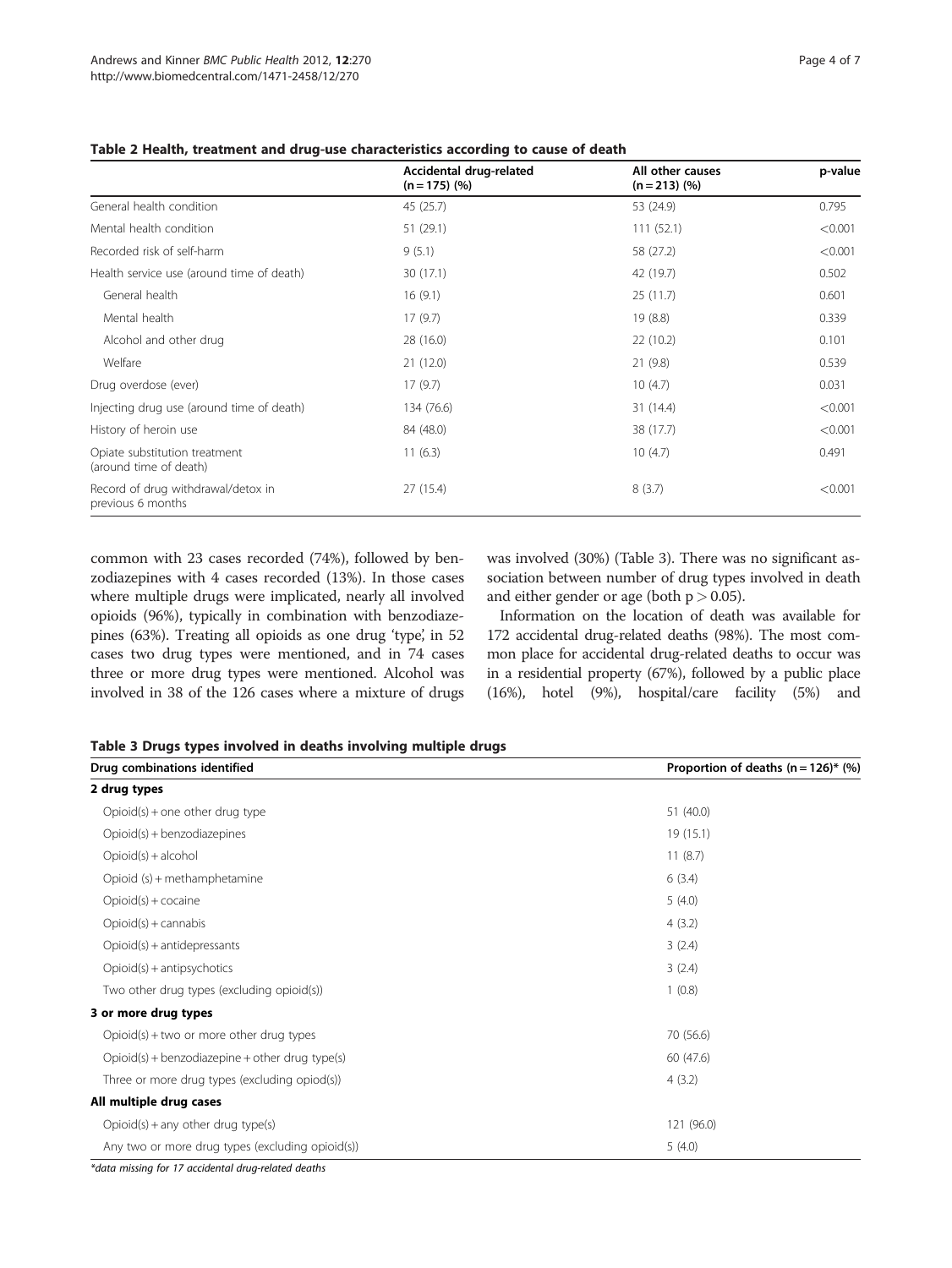**Table 2 Health, treatment and drug-use characteristics according to cause of death**

| | Accidental drug-related (n = 175) (%) | All other causes (n = 213) (%) | p-value |
|---|---|---|---|
| General health condition | 45 (25.7) | 53 (24.9) | 0.795 |
| Mental health condition | 51 (29.1) | 111 (52.1) | <0.001 |
| Recorded risk of self-harm | 9 (5.1) | 58 (27.2) | <0.001 |
| Health service use (around time of death) | 30 (17.1) | 42 (19.7) | 0.502 |
| General health | 16 (9.1) | 25 (11.7) | 0.601 |
| Mental health | 17 (9.7) | 19 (8.8) | 0.339 |
| Alcohol and other drug | 28 (16.0) | 22 (10.2) | 0.101 |
| Welfare | 21 (12.0) | 21 (9.8) | 0.539 |
| Drug overdose (ever) | 17 (9.7) | 10 (4.7) | 0.031 |
| Injecting drug use (around time of death) | 134 (76.6) | 31 (14.4) | <0.001 |
| History of heroin use | 84 (48.0) | 38 (17.7) | <0.001 |
| Opiate substitution treatment (around time of death) | 11 (6.3) | 10 (4.7) | 0.491 |
| Record of drug withdrawal/detox in previous 6 months | 27 (15.4) | 8 (3.7) | <0.001 |

common with 23 cases recorded (74%), followed by benzodiazepines with 4 cases recorded (13%). In those cases where multiple drugs were implicated, nearly all involved opioids (96%), typically in combination with benzodiazepines (63%). Treating all opioids as one drug 'type', in 52 cases two drug types were mentioned, and in 74 cases three or more drug types were mentioned. Alcohol was involved in 38 of the 126 cases where a mixture of drugs was involved (30%) (Table 3). There was no significant association between number of drug types involved in death and either gender or age (both $p > 0.05$).

Information on the location of death was available for 172 accidental drug-related deaths (98%). The most common place for accidental drug-related deaths to occur was in a residential property (67%), followed by a public place (16%), hotel (9%), hospital/care facility (5%) and

**Table 3 Drugs types involved in deaths involving multiple drugs**

| Drug combinations identified | Proportion of deaths (n = 126)* (%) |
|---|---|
| **2 drug types** | |
| Opioid(s) + one other drug type | 51 (40.0) |
| Opioid(s) + benzodiazepines | 19 (15.1) |
| Opioid(s) + alcohol | 11 (8.7) |
| Opioid (s) + methamphetamine | 6 (3.4) |
| Opioid(s) + cocaine | 5 (4.0) |
| Opioid(s) + cannabis | 4 (3.2) |
| Opioid(s) + antidepressants | 3 (2.4) |
| Opioid(s) + antipsychotics | 3 (2.4) |
| Two other drug types (excluding opioid(s)) | 1 (0.8) |
| **3 or more drug types** | |
| Opioid(s) + two or more other drug types | 70 (56.6) |
| Opioid(s) + benzodiazepine + other drug type(s) | 60 (47.6) |
| Three or more drug types (excluding opiod(s)) | 4 (3.2) |
| **All multiple drug cases** | |
| Opioid(s) + any other drug type(s) | 121 (96.0) |
| Any two or more drug types (excluding opioid(s)) | 5 (4.0) |

*\*data missing for 17 accidental drug-related deaths*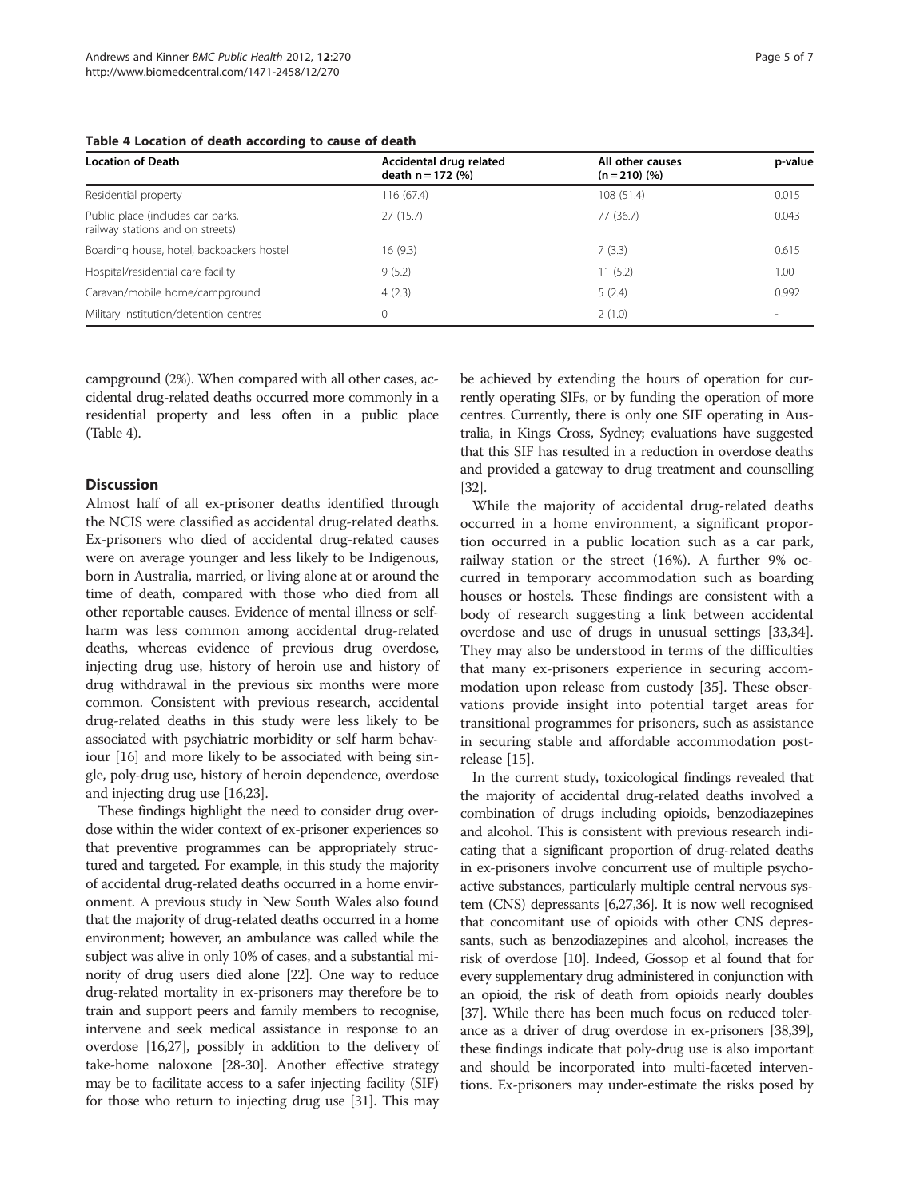**Table 4 Location of death according to cause of death**

| Location of Death | Accidental drug related death n = 172 (%) | All other causes (n = 210) (%) | p-value |
|---|---|---|---|
| Residential property | 116 (67.4) | 108 (51.4) | 0.015 |
| Public place (includes car parks, railway stations and on streets) | 27 (15.7) | 77 (36.7) | 0.043 |
| Boarding house, hotel, backpackers hostel | 16 (9.3) | 7 (3.3) | 0.615 |
| Hospital/residential care facility | 9 (5.2) | 11 (5.2) | 1.00 |
| Caravan/mobile home/campground | 4 (2.3) | 5 (2.4) | 0.992 |
| Military institution/detention centres | 0 | 2 (1.0) | - |

campground (2%). When compared with all other cases, accidental drug-related deaths occurred more commonly in a residential property and less often in a public place (Table 4).

## Discussion

Almost half of all ex-prisoner deaths identified through the NCIS were classified as accidental drug-related deaths. Ex-prisoners who died of accidental drug-related causes were on average younger and less likely to be Indigenous, born in Australia, married, or living alone at or around the time of death, compared with those who died from all other reportable causes. Evidence of mental illness or self-harm was less common among accidental drug-related deaths, whereas evidence of previous drug overdose, injecting drug use, history of heroin use and history of drug withdrawal in the previous six months were more common. Consistent with previous research, accidental drug-related deaths in this study were less likely to be associated with psychiatric morbidity or self harm behaviour [16] and more likely to be associated with being single, poly-drug use, history of heroin dependence, overdose and injecting drug use [16,23].

These findings highlight the need to consider drug overdose within the wider context of ex-prisoner experiences so that preventive programmes can be appropriately structured and targeted. For example, in this study the majority of accidental drug-related deaths occurred in a home environment. A previous study in New South Wales also found that the majority of drug-related deaths occurred in a home environment; however, an ambulance was called while the subject was alive in only 10% of cases, and a substantial minority of drug users died alone [22]. One way to reduce drug-related mortality in ex-prisoners may therefore be to train and support peers and family members to recognise, intervene and seek medical assistance in response to an overdose [16,27], possibly in addition to the delivery of take-home naloxone [28-30]. Another effective strategy may be to facilitate access to a safer injecting facility (SIF) for those who return to injecting drug use [31]. This may be achieved by extending the hours of operation for currently operating SIFs, or by funding the operation of more centres. Currently, there is only one SIF operating in Australia, in Kings Cross, Sydney; evaluations have suggested that this SIF has resulted in a reduction in overdose deaths and provided a gateway to drug treatment and counselling [32].

While the majority of accidental drug-related deaths occurred in a home environment, a significant proportion occurred in a public location such as a car park, railway station or the street (16%). A further 9% occurred in temporary accommodation such as boarding houses or hostels. These findings are consistent with a body of research suggesting a link between accidental overdose and use of drugs in unusual settings [33,34]. They may also be understood in terms of the difficulties that many ex-prisoners experience in securing accommodation upon release from custody [35]. These observations provide insight into potential target areas for transitional programmes for prisoners, such as assistance in securing stable and affordable accommodation post-release [15].

In the current study, toxicological findings revealed that the majority of accidental drug-related deaths involved a combination of drugs including opioids, benzodiazepines and alcohol. This is consistent with previous research indicating that a significant proportion of drug-related deaths in ex-prisoners involve concurrent use of multiple psychoactive substances, particularly multiple central nervous system (CNS) depressants [6,27,36]. It is now well recognised that concomitant use of opioids with other CNS depressants, such as benzodiazepines and alcohol, increases the risk of overdose [10]. Indeed, Gossop et al found that for every supplementary drug administered in conjunction with an opioid, the risk of death from opioids nearly doubles [37]. While there has been much focus on reduced tolerance as a driver of drug overdose in ex-prisoners [38,39], these findings indicate that poly-drug use is also important and should be incorporated into multi-faceted interventions. Ex-prisoners may under-estimate the risks posed by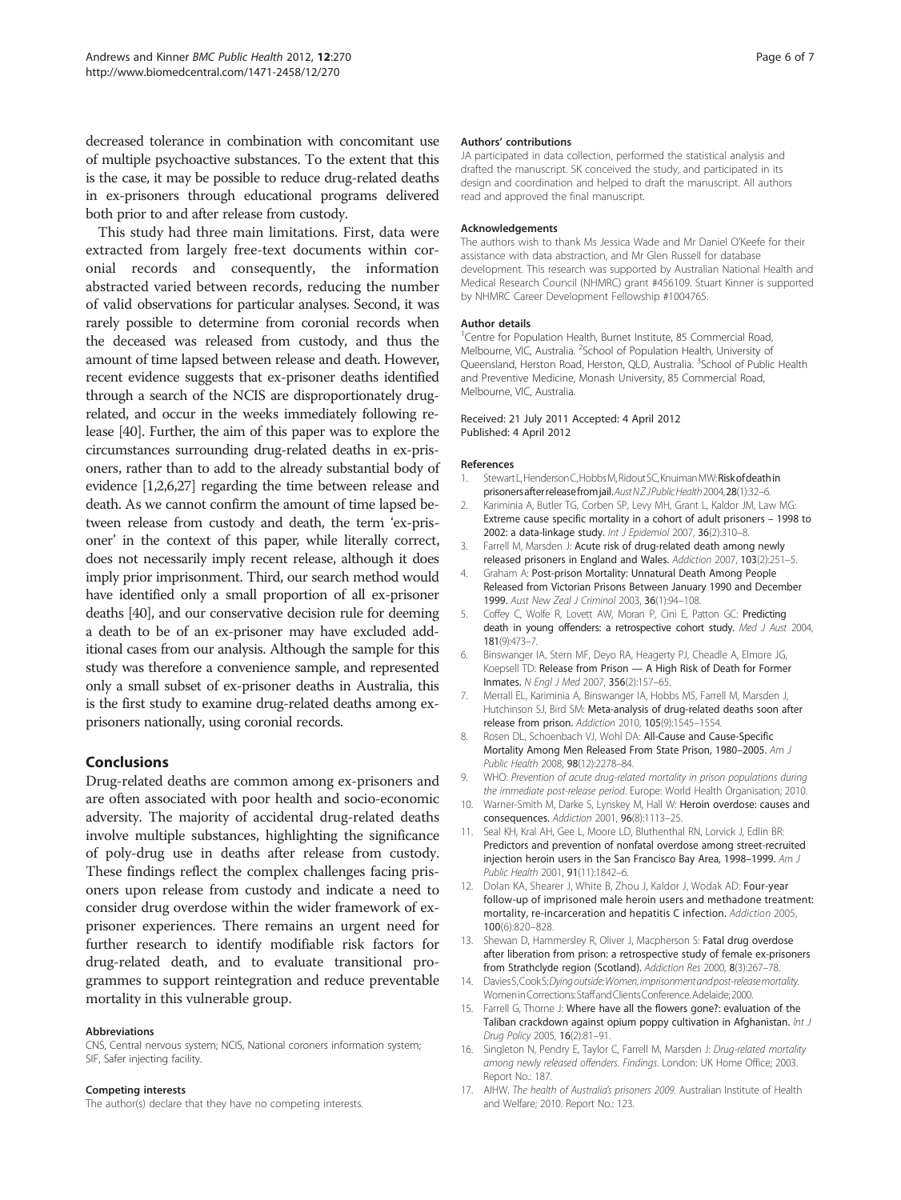decreased tolerance in combination with concomitant use of multiple psychoactive substances. To the extent that this is the case, it may be possible to reduce drug-related deaths in ex-prisoners through educational programs delivered both prior to and after release from custody.

This study had three main limitations. First, data were extracted from largely free-text documents within coronial records and consequently, the information abstracted varied between records, reducing the number of valid observations for particular analyses. Second, it was rarely possible to determine from coronial records when the deceased was released from custody, and thus the amount of time lapsed between release and death. However, recent evidence suggests that ex-prisoner deaths identified through a search of the NCIS are disproportionately drug-related, and occur in the weeks immediately following release [40]. Further, the aim of this paper was to explore the circumstances surrounding drug-related deaths in ex-prisoners, rather than to add to the already substantial body of evidence [1,2,6,27] regarding the time between release and death. As we cannot confirm the amount of time lapsed between release from custody and death, the term 'ex-prisoner' in the context of this paper, while literally correct, does not necessarily imply recent release, although it does imply prior imprisonment. Third, our search method would have identified only a small proportion of all ex-prisoner deaths [40], and our conservative decision rule for deeming a death to be of an ex-prisoner may have excluded additional cases from our analysis. Although the sample for this study was therefore a convenience sample, and represented only a small subset of ex-prisoner deaths in Australia, this is the first study to examine drug-related deaths among ex-prisoners nationally, using coronial records.

## Conclusions

Drug-related deaths are common among ex-prisoners and are often associated with poor health and socio-economic adversity. The majority of accidental drug-related deaths involve multiple substances, highlighting the significance of poly-drug use in deaths after release from custody. These findings reflect the complex challenges facing prisoners upon release from custody and indicate a need to consider drug overdose within the wider framework of ex-prisoner experiences. There remains an urgent need for further research to identify modifiable risk factors for drug-related death, and to evaluate transitional programmes to support reintegration and reduce preventable mortality in this vulnerable group.

#### Abbreviations

CNS, Central nervous system; NCIS, National coroners information system; SIF, Safer injecting facility.

#### Competing interests

The author(s) declare that they have no competing interests.

#### Authors' contributions

JA participated in data collection, performed the statistical analysis and drafted the manuscript. SK conceived the study, and participated in its design and coordination and helped to draft the manuscript. All authors read and approved the final manuscript.

#### Acknowledgements

The authors wish to thank Ms Jessica Wade and Mr Daniel O'Keefe for their assistance with data abstraction, and Mr Glen Russell for database development. This research was supported by Australian National Health and Medical Research Council (NHMRC) grant #456109. Stuart Kinner is supported by NHMRC Career Development Fellowship #1004765.

#### Author details

[1]Centre for Population Health, Burnet Institute, 85 Commercial Road, Melbourne, VIC, Australia. [2]School of Population Health, University of Queensland, Herston Road, Herston, QLD, Australia. [3]School of Public Health and Preventive Medicine, Monash University, 85 Commercial Road, Melbourne, VIC, Australia.

Received: 21 July 2011 Accepted: 4 April 2012
Published: 4 April 2012

#### References

1. Stewart L, Henderson C, Hobbs M, Ridout SC, Knuiman MW: **Risk of death in prisoners after release from jail.** *Aust NZ J Public Health* 2004, **28**(1):32–6.
2. Kariminia A, Butler TG, Corben SP, Levy MH, Grant L, Kaldor JM, Law MG: **Extreme cause specific mortality in a cohort of adult prisoners – 1998 to 2002: a data-linkage study.** *Int J Epidemiol* 2007, **36**(2):310–8.
3. Farrell M, Marsden J: **Acute risk of drug-related death among newly released prisoners in England and Wales.** *Addiction* 2007, **103**(2):251–5.
4. Graham A: **Post-prison Mortality: Unnatural Death Among People Released from Victorian Prisons Between January 1990 and December 1999.** *Aust New Zeal J Criminol* 2003, **36**(1):94–108.
5. Coffey C, Wolfe R, Lovett AW, Moran P, Cini E, Patton GC: **Predicting death in young offenders: a retrospective cohort study.** *Med J Aust* 2004, **181**(9):473–7.
6. Binswanger IA, Stern MF, Deyo RA, Heagerty PJ, Cheadle A, Elmore JG, Koepsell TD: **Release from Prison — A High Risk of Death for Former Inmates.** *N Engl J Med* 2007, **356**(2):157–65.
7. Merrall EL, Kariminia A, Binswanger IA, Hobbs MS, Farrell M, Marsden J, Hutchinson SJ, Bird SM: **Meta-analysis of drug-related deaths soon after release from prison.** *Addiction* 2010, **105**(9):1545–1554.
8. Rosen DL, Schoenbach VJ, Wohl DA: **All-Cause and Cause-Specific Mortality Among Men Released From State Prison, 1980–2005.** *Am J Public Health* 2008, **98**(12):2278–84.
9. WHO: *Prevention of acute drug-related mortality in prison populations during the immediate post-release period.* Europe: World Health Organisation; 2010.
10. Warner-Smith M, Darke S, Lynskey M, Hall W: **Heroin overdose: causes and consequences.** *Addiction* 2001, **96**(8):1113–25.
11. Seal KH, Kral AH, Gee L, Moore LD, Bluthenthal RN, Lorvick J, Edlin BR: **Predictors and prevention of nonfatal overdose among street-recruited injection heroin users in the San Francisco Bay Area, 1998–1999.** *Am J Public Health* 2001, **91**(11):1842–6.
12. Dolan KA, Shearer J, White B, Zhou J, Kaldor J, Wodak AD: **Four-year follow-up of imprisoned male heroin users and methadone treatment: mortality, re-incarceration and hepatitis C infection.** *Addiction* 2005, **100**(6):820–828.
13. Shewan D, Hammersley R, Oliver J, Macpherson S: **Fatal drug overdose after liberation from prison: a retrospective study of female ex-prisoners from Strathclyde region (Scotland).** *Addiction Res* 2000, **8**(3):267–78.
14. Davies S, Cook S: *Dying outside: Women, imprisonment and post-release mortality.* Women in Corrections: Staff and Clients Conference. Adelaide; 2000.
15. Farrell G, Thorne J: **Where have all the flowers gone?: evaluation of the Taliban crackdown against opium poppy cultivation in Afghanistan.** *Int J Drug Policy* 2005, **16**(2):81–91.
16. Singleton N, Pendry E, Taylor C, Farrell M, Marsden J: *Drug-related mortality among newly released offenders. Findings.* London: UK Home Office; 2003. Report No.: 187.
17. AIHW. *The health of Australia's prisoners 2009.* Australian Institute of Health and Welfare; 2010. Report No.: 123.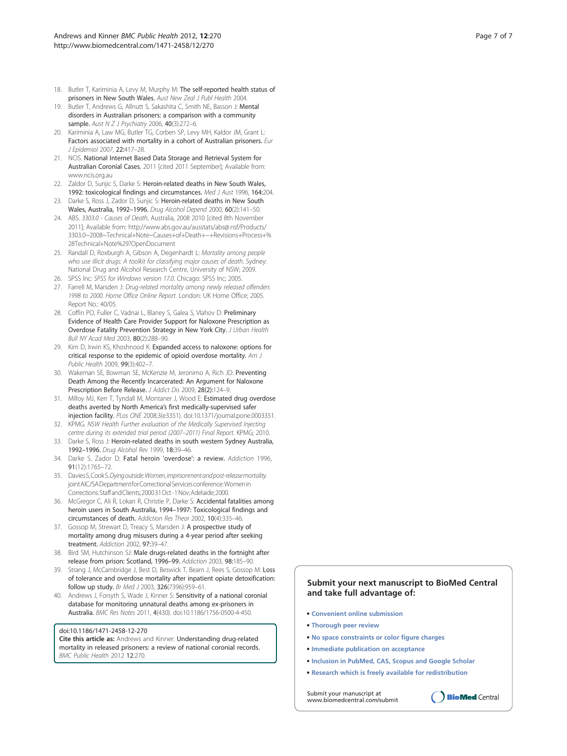18. Butler T, Kariminia A, Levy M, Murphy M: **The self-reported health status of prisoners in New South Wales.** *Aust New Zeal J Publ Health* 2004.
19. Butler T, Andrews G, Allnutt S, Sakashita C, Smith NE, Basson J: **Mental disorders in Australian prisoners: a comparison with a community sample.** *Aust N Z J Psychiatry* 2006, **40**(3):272–6.
20. Kariminia A, Law MG, Butler TG, Corben SP, Levy MH, Kaldor JM, Grant L: **Factors associated with mortality in a cohort of Australian prisoners.** *Eur J Epidemiol* 2007, **22:**417–28.
21. NCIS. **National Internet Based Data Storage and Retrieval System for Australian Coronial Cases.** 2011 [cited 2011 September]; Available from: www.ncis.org.au
22. Zaldor D, Sunjic S, Darke S: **Heroin-related deaths in New South Wales, 1992: toxicological findings and circumstances.** *Med J Aust* 1996, **164:**204.
23. Darke S, Ross J, Zador D, Sunjic S: **Heroin-related deaths in New South Wales, Australia, 1992–1996.** *Drug Alcohol Depend* 2000, **60**(2):141–50.
24. ABS. *3303.0 - Causes of Death*, Australia, 2008 2010 [cited 8th November 2011]; Available from: http://www.abs.gov.au/ausstats/abs@.nsf/Products/3303.0~2008~Technical+Note~Causes+of+Death+−+Revisions+Process+%28Technical+Note%29?OpenDocument
25. Randall D, Roxburgh A, Gibson A, Degenhardt L: *Mortality among people who use illicit drugs: A toolkit for classifying major causes of death.* Sydney: National Drug and Alcohol Research Centre, University of NSW; 2009.
26. SPSS Inc: *SPSS for Windows version 17.0*. Chicago: SPSS Inc; 2005.
27. Farrell M, Marsden J: *Drug-related mortality among newly released offenders 1998 to 2000. Home Office Online Report*. London: UK Home Office; 2005. Report No.: 40/05.
28. Coffin PO, Fuller C, Vadnai L, Blaney S, Galea S, Vlahov D: **Preliminary Evidence of Health Care Provider Support for Naloxone Prescription as Overdose Fatality Prevention Strategy in New York City.** *J Urban Health Bull NY Acad Med* 2003, **80**(2):288–90.
29. Kim D, Irwin KS, Khoshnood K: **Expanded access to naloxone: options for critical response to the epidemic of opioid overdose mortality.** *Am J Public Health* 2009, **99**(3):402–7.
30. Wakeman SE, Bowman SE, McKenzie M, Jeronimo A, Rich JD: **Preventing Death Among the Recently Incarcerated: An Argument for Naloxone Prescription Before Release.** *J Addict Dis* 2009, **28(2):**124–9.
31. Milloy MJ, Kerr T, Tyndall M, Montaner J, Wood E: **Estimated drug overdose deaths averted by North America's first medically-supervised safer injection facility.** *PLos ONE* 2008;3(e3351). doi:10.1371/journal.pone.0003351.
32. KPMG. *NSW Health Further evaluation of the Medically Supervised Injecting centre during its extended trial period (2007–2011) Final Report*. KPMG; 2010.
33. Darke S, Ross J: **Heroin-related deaths in south western Sydney Australia, 1992–1996.** *Drug Alcohol Rev* 1999, **18:**39–46.
34. Darke S, Zador D: **Fatal heroin 'overdose': a review.** *Addiction* 1996, **91**(12):1765–72.
35. Davies S, Cook S. *Dying outside: Women, imprisonment and post-release mortality.* joint AIC/SA Department for Correctional Services conference: Women in Corrections: Staff and Clients; 2000 31 Oct - 1 Nov; Adelaide; 2000.
36. McGregor C, Ali R, Lokan R, Christie P, Darke S: **Accidental fatalities among heroin users in South Australia, 1994–1997: Toxicological findings and circumstances of death.** *Addiction Res Theor* 2002, **10**(4):335–46.
37. Gossop M, Stewart D, Treacy S, Marsden J: **A prospective study of mortality among drug misusers during a 4-year period after seeking treatment.** *Addiction* 2002, **97:**39–47.
38. Bird SM, Hutchinson SJ: **Male drugs-related deaths in the fortnight after release from prison: Scotland, 1996–99.** *Addiction* 2003, **98:**185–90.
39. Strang J, McCambridge J, Best D, Beswick T, Bearn J, Rees S, Gossop M: **Loss of tolerance and overdose mortality after inpatient opiate detoxification: follow up study.** *Br Med J* 2003, **326**(7396):959–61.
40. Andrews J, Forsyth S, Wade J, Kinner S: **Sensitivity of a national coronial database for monitoring unnatural deaths among ex-prisoners in Australia.** *BMC Res Notes* 2011, **4**(430). doi:10.1186/1756-0500-4-450.

doi:10.1186/1471-2458-12-270

**Cite this article as:** Andrews and Kinner: **Understanding drug-related mortality in released prisoners: a review of national coronial records.** *BMC Public Health* 2012 **12**:270.

**Submit your next manuscript to BioMed Central and take full advantage of:**

- **Convenient online submission**
- **Thorough peer review**
- **No space constraints or color figure charges**
- **Immediate publication on acceptance**
- **Inclusion in PubMed, CAS, Scopus and Google Scholar**
- **Research which is freely available for redistribution**

Submit your manuscript at www.biomedcentral.com/submit

BioMed Central